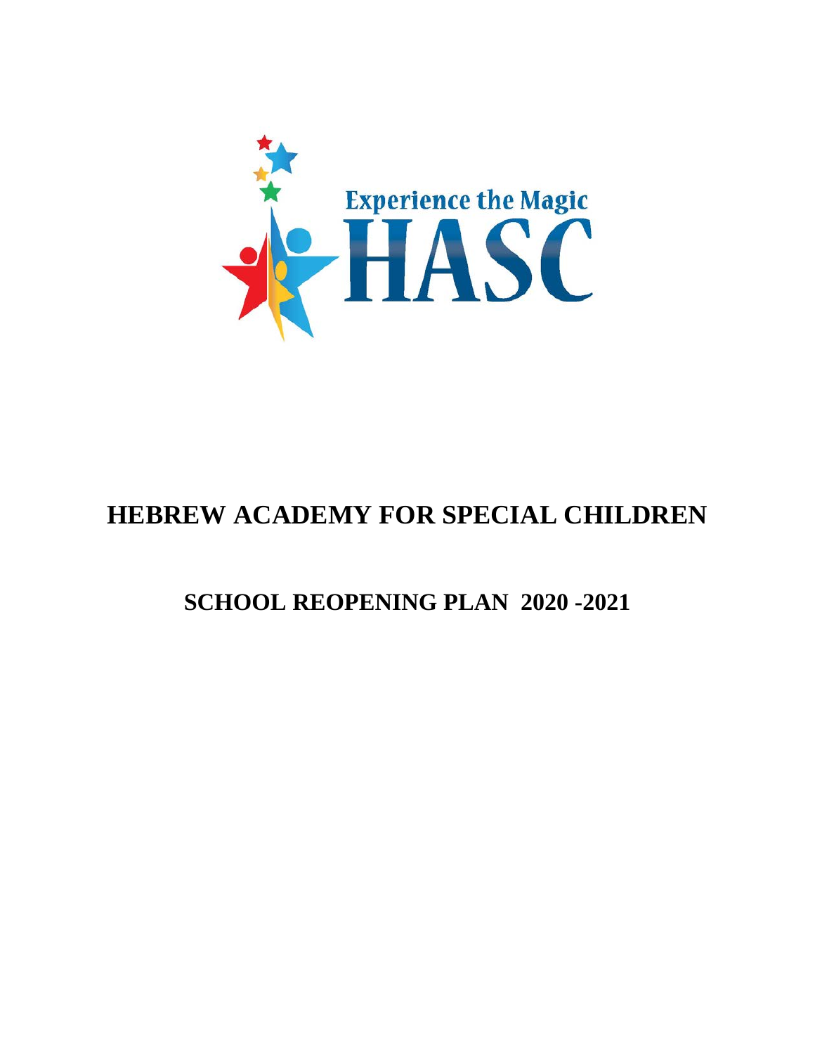Experience the Magic

HASC

# HEBREW ACADEMY FOR SPECIAL CHILDREN

## SCHOOL REOPENING PLAN 2020 -2021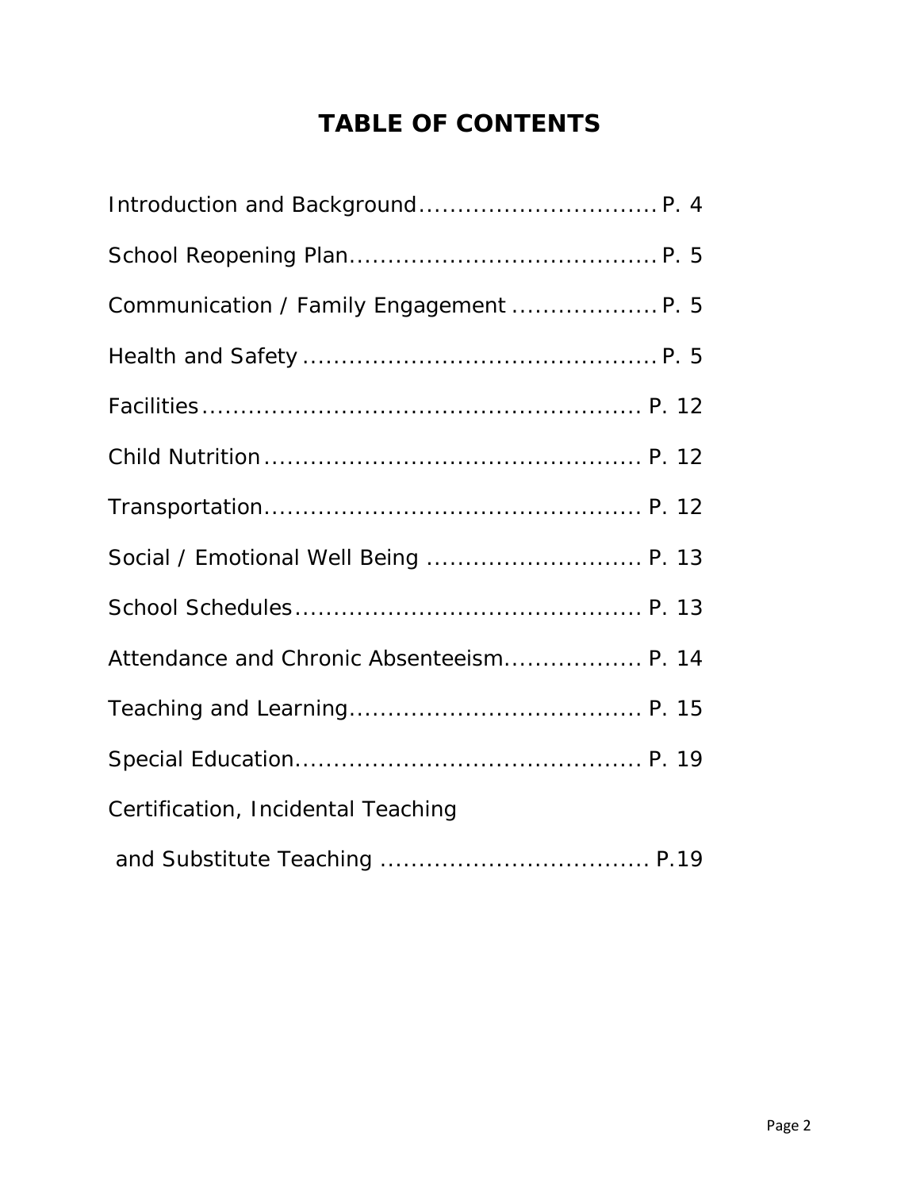# TABLE OF CONTENTS

Introduction and Background............................... P. 4

School Reopening Plan........................................ P. 5

Communication / Family Engagement ................... P. 5

Health and Safety .............................................. P. 5

Facilities......................................................... P. 12

Child Nutrition ................................................. P. 12

Transportation................................................. P. 12

Social / Emotional Well Being ............................ P. 13

School Schedules............................................. P. 13

Attendance and Chronic Absenteeism.................. P. 14

Teaching and Learning...................................... P. 15

Special Education............................................. P. 19

Certification, Incidental Teaching

and Substitute Teaching ................................... P.19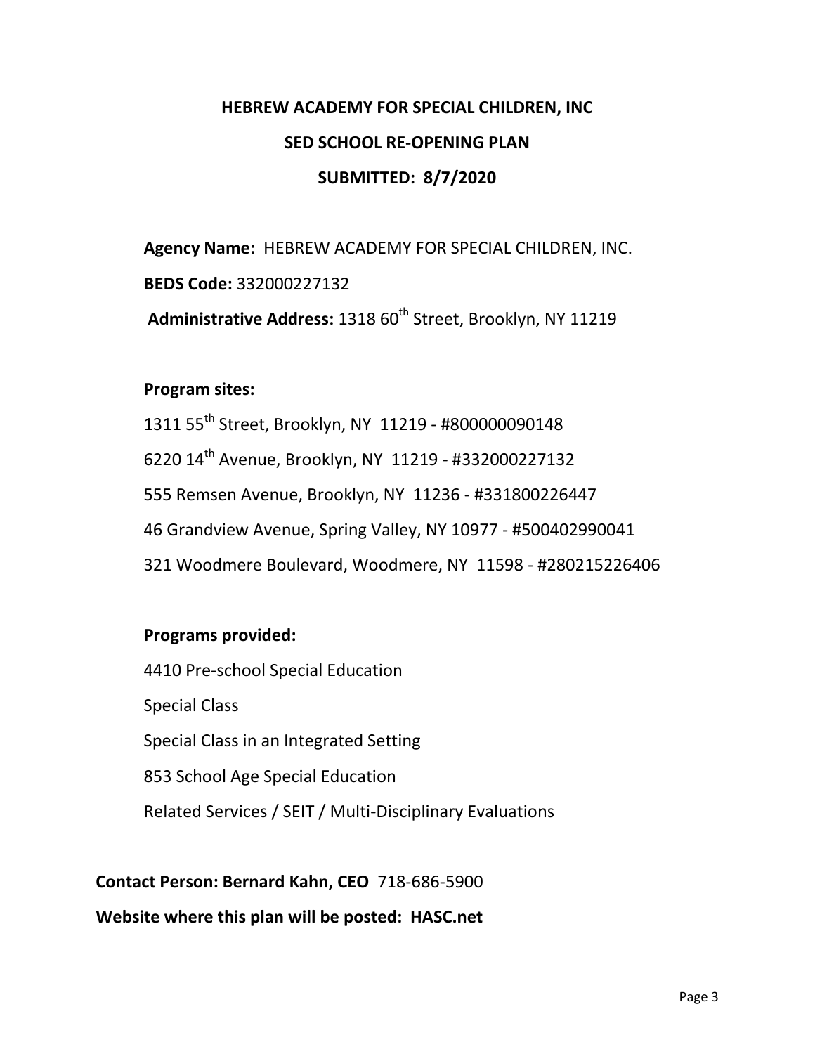# HEBREW ACADEMY FOR SPECIAL CHILDREN, INC

## SED SCHOOL RE-OPENING PLAN

## SUBMITTED: 8/7/2020

**Agency Name:** HEBREW ACADEMY FOR SPECIAL CHILDREN, INC.

**BEDS Code:** 332000227132

**Administrative Address:** 1318 60th Street, Brooklyn, NY 11219

**Program sites:**

1311 55th Street, Brooklyn, NY 11219 - #800000090148

6220 14th Avenue, Brooklyn, NY 11219 - #332000227132

555 Remsen Avenue, Brooklyn, NY 11236 - #331800226447

46 Grandview Avenue, Spring Valley, NY 10977 - #500402990041

321 Woodmere Boulevard, Woodmere, NY 11598 - #280215226406

**Programs provided:**

4410 Pre-school Special Education

Special Class

Special Class in an Integrated Setting

853 School Age Special Education

Related Services / SEIT / Multi-Disciplinary Evaluations

**Contact Person: Bernard Kahn, CEO** 718-686-5900

**Website where this plan will be posted: HASC.net**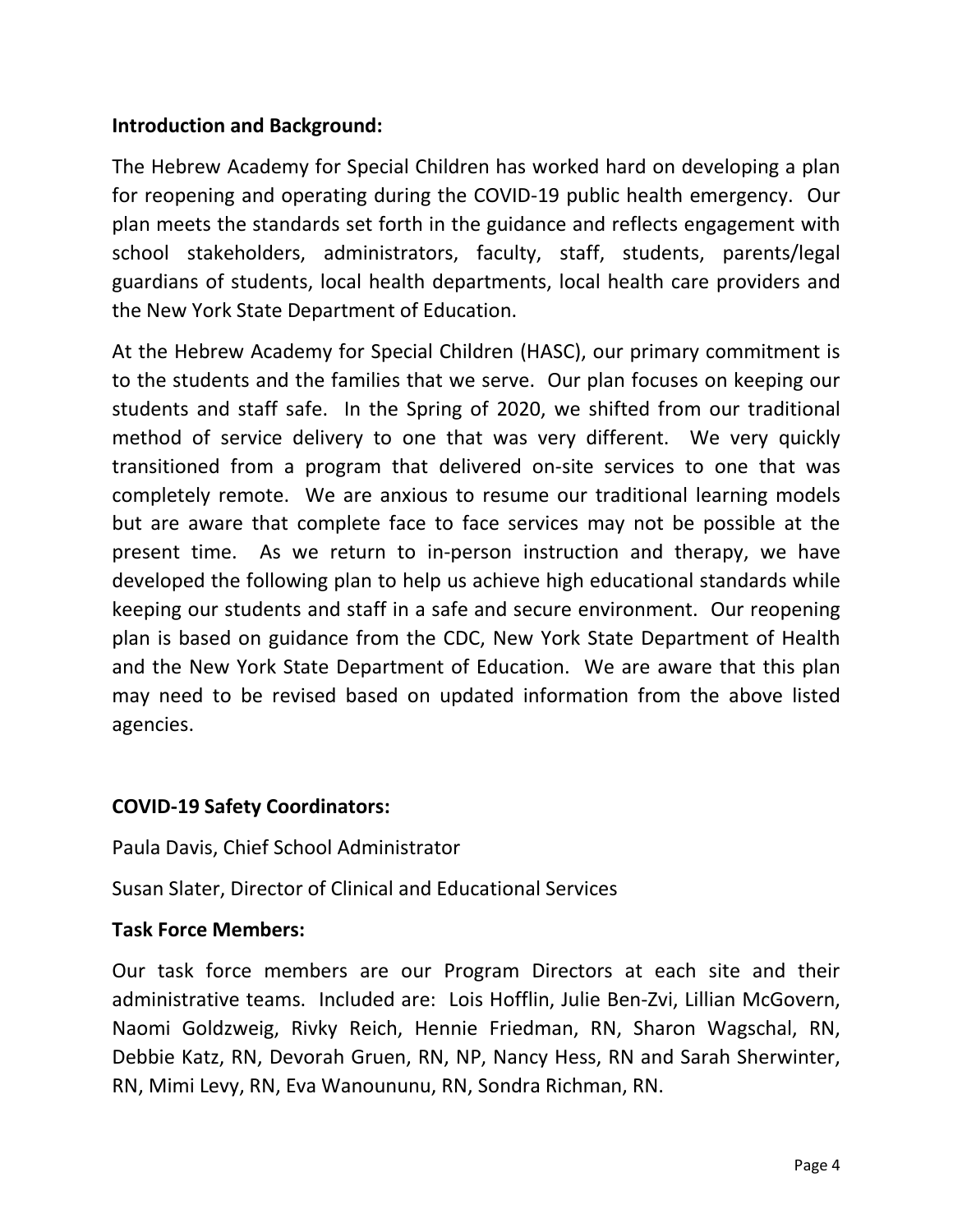**Introduction and Background:**

The Hebrew Academy for Special Children has worked hard on developing a plan for reopening and operating during the COVID-19 public health emergency. Our plan meets the standards set forth in the guidance and reflects engagement with school stakeholders, administrators, faculty, staff, students, parents/legal guardians of students, local health departments, local health care providers and the New York State Department of Education.

At the Hebrew Academy for Special Children (HASC), our primary commitment is to the students and the families that we serve. Our plan focuses on keeping our students and staff safe. In the Spring of 2020, we shifted from our traditional method of service delivery to one that was very different. We very quickly transitioned from a program that delivered on-site services to one that was completely remote. We are anxious to resume our traditional learning models but are aware that complete face to face services may not be possible at the present time. As we return to in-person instruction and therapy, we have developed the following plan to help us achieve high educational standards while keeping our students and staff in a safe and secure environment. Our reopening plan is based on guidance from the CDC, New York State Department of Health and the New York State Department of Education. We are aware that this plan may need to be revised based on updated information from the above listed agencies.

**COVID-19 Safety Coordinators:**

Paula Davis, Chief School Administrator

Susan Slater, Director of Clinical and Educational Services

**Task Force Members:**

Our task force members are our Program Directors at each site and their administrative teams. Included are: Lois Hofflin, Julie Ben-Zvi, Lillian McGovern, Naomi Goldzweig, Rivky Reich, Hennie Friedman, RN, Sharon Wagschal, RN, Debbie Katz, RN, Devorah Gruen, RN, NP, Nancy Hess, RN and Sarah Sherwinter, RN, Mimi Levy, RN, Eva Wanounu, RN, Sondra Richman, RN.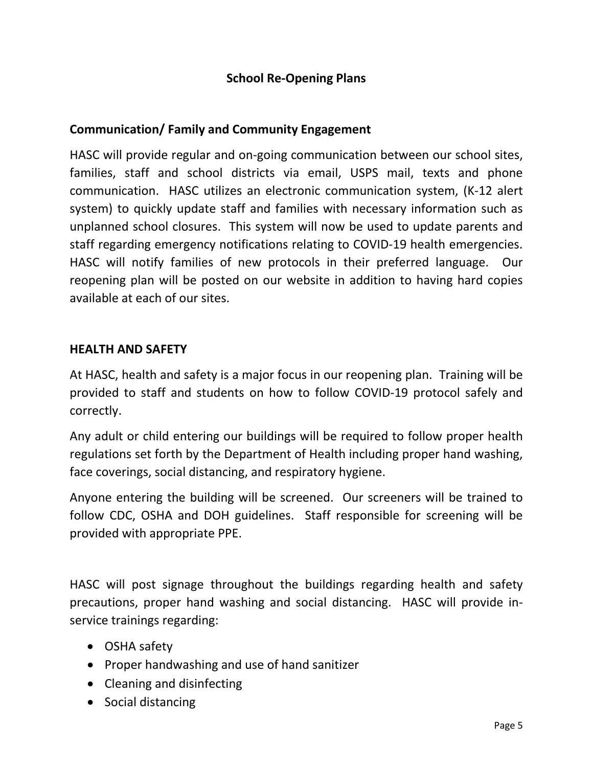# School Re-Opening Plans

## Communication/ Family and Community Engagement

HASC will provide regular and on-going communication between our school sites, families, staff and school districts via email, USPS mail, texts and phone communication. HASC utilizes an electronic communication system, (K-12 alert system) to quickly update staff and families with necessary information such as unplanned school closures. This system will now be used to update parents and staff regarding emergency notifications relating to COVID-19 health emergencies. HASC will notify families of new protocols in their preferred language. Our reopening plan will be posted on our website in addition to having hard copies available at each of our sites.

## HEALTH AND SAFETY

At HASC, health and safety is a major focus in our reopening plan. Training will be provided to staff and students on how to follow COVID-19 protocol safely and correctly.

Any adult or child entering our buildings will be required to follow proper health regulations set forth by the Department of Health including proper hand washing, face coverings, social distancing, and respiratory hygiene.

Anyone entering the building will be screened. Our screeners will be trained to follow CDC, OSHA and DOH guidelines. Staff responsible for screening will be provided with appropriate PPE.

HASC will post signage throughout the buildings regarding health and safety precautions, proper hand washing and social distancing. HASC will provide in-service trainings regarding:

- OSHA safety
- Proper handwashing and use of hand sanitizer
- Cleaning and disinfecting
- Social distancing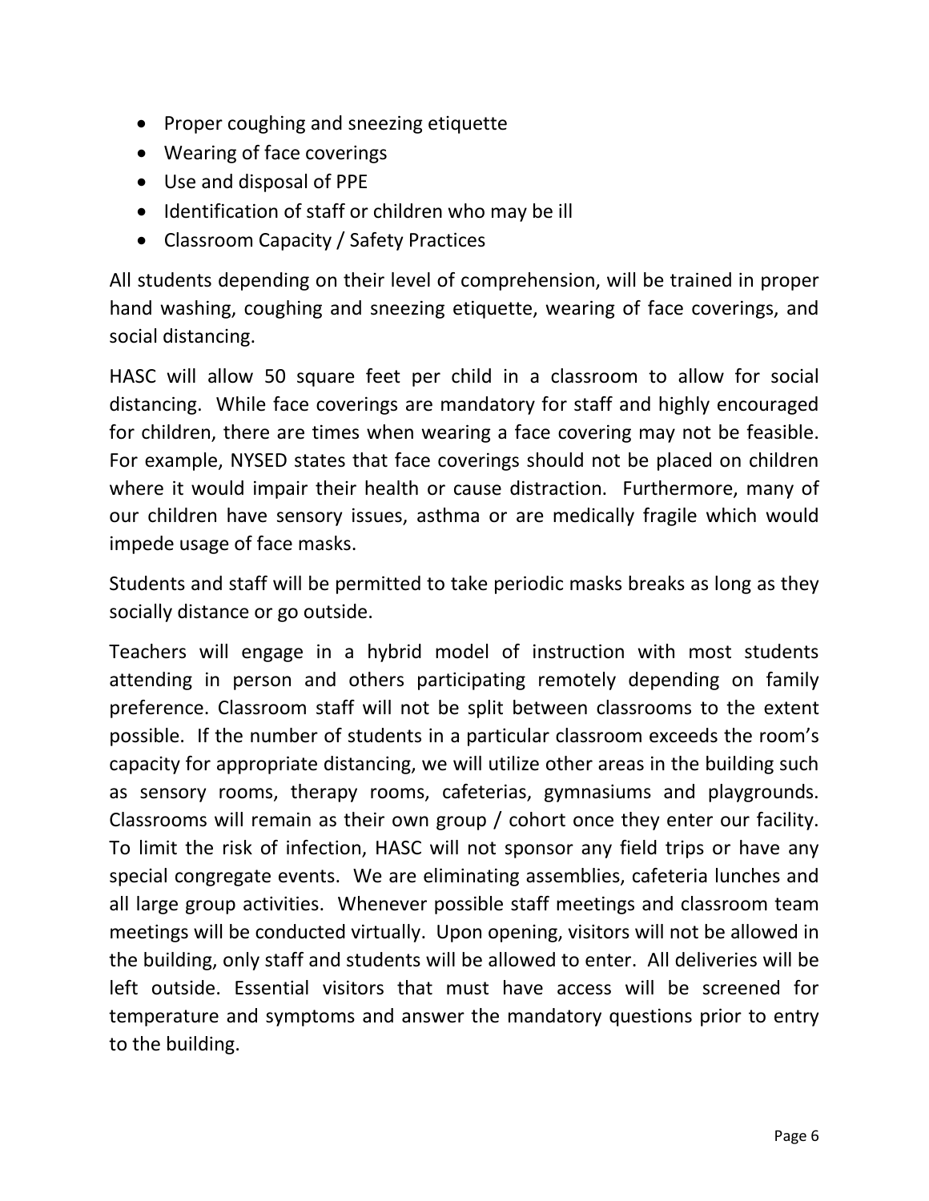- Proper coughing and sneezing etiquette
- Wearing of face coverings
- Use and disposal of PPE
- Identification of staff or children who may be ill
- Classroom Capacity / Safety Practices

All students depending on their level of comprehension, will be trained in proper hand washing, coughing and sneezing etiquette, wearing of face coverings, and social distancing.

HASC will allow 50 square feet per child in a classroom to allow for social distancing. While face coverings are mandatory for staff and highly encouraged for children, there are times when wearing a face covering may not be feasible. For example, NYSED states that face coverings should not be placed on children where it would impair their health or cause distraction. Furthermore, many of our children have sensory issues, asthma or are medically fragile which would impede usage of face masks.

Students and staff will be permitted to take periodic masks breaks as long as they socially distance or go outside.

Teachers will engage in a hybrid model of instruction with most students attending in person and others participating remotely depending on family preference. Classroom staff will not be split between classrooms to the extent possible. If the number of students in a particular classroom exceeds the room's capacity for appropriate distancing, we will utilize other areas in the building such as sensory rooms, therapy rooms, cafeterias, gymnasiums and playgrounds. Classrooms will remain as their own group / cohort once they enter our facility. To limit the risk of infection, HASC will not sponsor any field trips or have any special congregate events. We are eliminating assemblies, cafeteria lunches and all large group activities. Whenever possible staff meetings and classroom team meetings will be conducted virtually. Upon opening, visitors will not be allowed in the building, only staff and students will be allowed to enter. All deliveries will be left outside. Essential visitors that must have access will be screened for temperature and symptoms and answer the mandatory questions prior to entry to the building.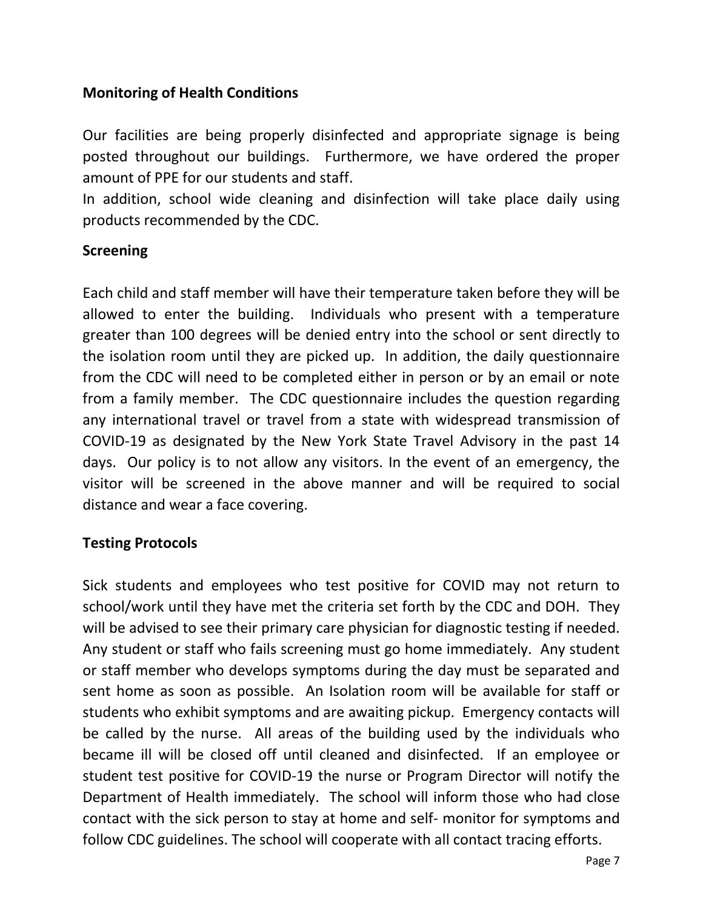**Monitoring of Health Conditions**

Our facilities are being properly disinfected and appropriate signage is being posted throughout our buildings. Furthermore, we have ordered the proper amount of PPE for our students and staff.
In addition, school wide cleaning and disinfection will take place daily using products recommended by the CDC.

**Screening**

Each child and staff member will have their temperature taken before they will be allowed to enter the building. Individuals who present with a temperature greater than 100 degrees will be denied entry into the school or sent directly to the isolation room until they are picked up. In addition, the daily questionnaire from the CDC will need to be completed either in person or by an email or note from a family member. The CDC questionnaire includes the question regarding any international travel or travel from a state with widespread transmission of COVID-19 as designated by the New York State Travel Advisory in the past 14 days. Our policy is to not allow any visitors. In the event of an emergency, the visitor will be screened in the above manner and will be required to social distance and wear a face covering.

**Testing Protocols**

Sick students and employees who test positive for COVID may not return to school/work until they have met the criteria set forth by the CDC and DOH. They will be advised to see their primary care physician for diagnostic testing if needed. Any student or staff who fails screening must go home immediately. Any student or staff member who develops symptoms during the day must be separated and sent home as soon as possible. An Isolation room will be available for staff or students who exhibit symptoms and are awaiting pickup. Emergency contacts will be called by the nurse. All areas of the building used by the individuals who became ill will be closed off until cleaned and disinfected. If an employee or student test positive for COVID-19 the nurse or Program Director will notify the Department of Health immediately. The school will inform those who had close contact with the sick person to stay at home and self- monitor for symptoms and follow CDC guidelines. The school will cooperate with all contact tracing efforts.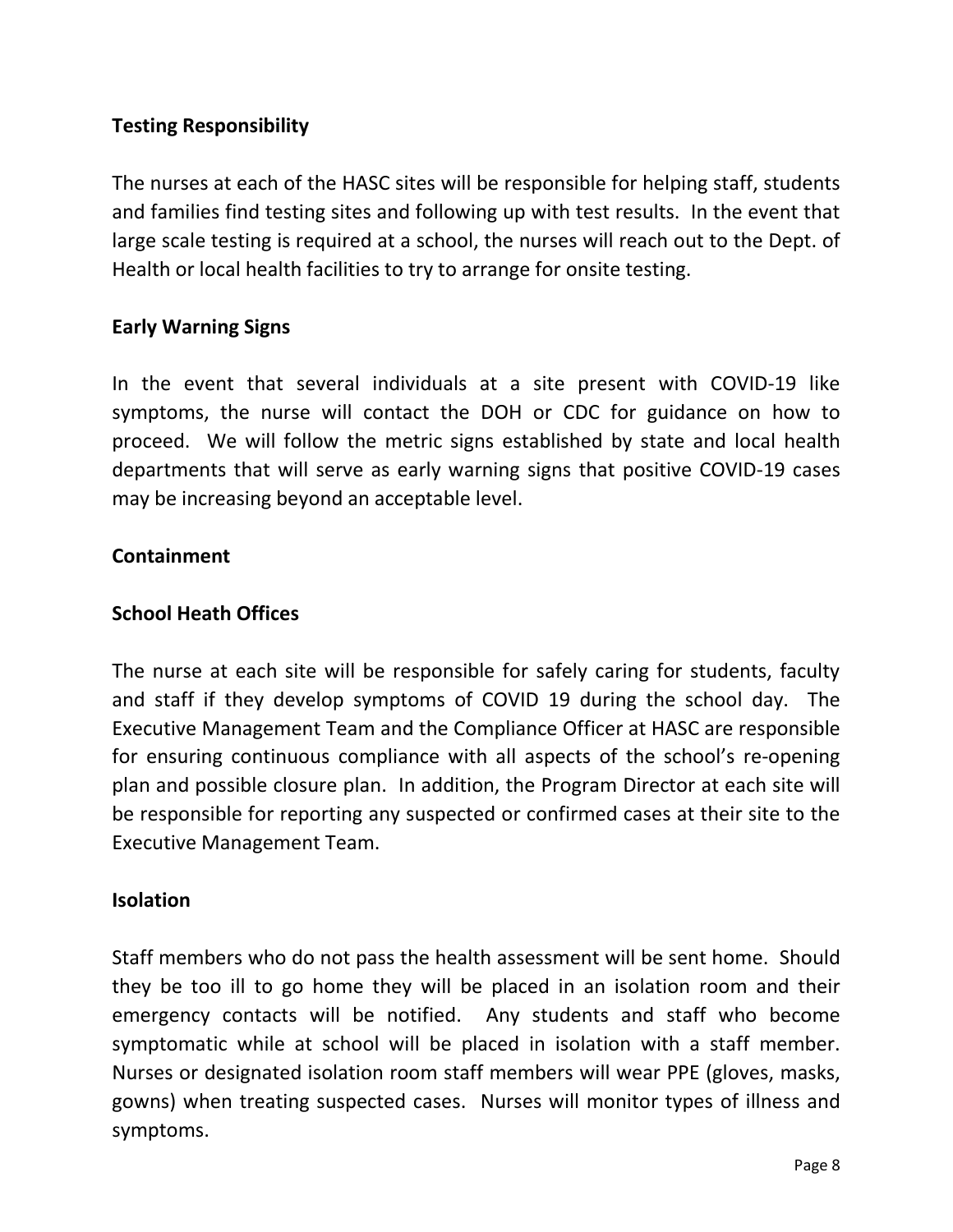## Testing Responsibility

The nurses at each of the HASC sites will be responsible for helping staff, students and families find testing sites and following up with test results. In the event that large scale testing is required at a school, the nurses will reach out to the Dept. of Health or local health facilities to try to arrange for onsite testing.

## Early Warning Signs

In the event that several individuals at a site present with COVID-19 like symptoms, the nurse will contact the DOH or CDC for guidance on how to proceed. We will follow the metric signs established by state and local health departments that will serve as early warning signs that positive COVID-19 cases may be increasing beyond an acceptable level.

## Containment

## School Heath Offices

The nurse at each site will be responsible for safely caring for students, faculty and staff if they develop symptoms of COVID 19 during the school day. The Executive Management Team and the Compliance Officer at HASC are responsible for ensuring continuous compliance with all aspects of the school's re-opening plan and possible closure plan. In addition, the Program Director at each site will be responsible for reporting any suspected or confirmed cases at their site to the Executive Management Team.

## Isolation

Staff members who do not pass the health assessment will be sent home. Should they be too ill to go home they will be placed in an isolation room and their emergency contacts will be notified. Any students and staff who become symptomatic while at school will be placed in isolation with a staff member. Nurses or designated isolation room staff members will wear PPE (gloves, masks, gowns) when treating suspected cases. Nurses will monitor types of illness and symptoms.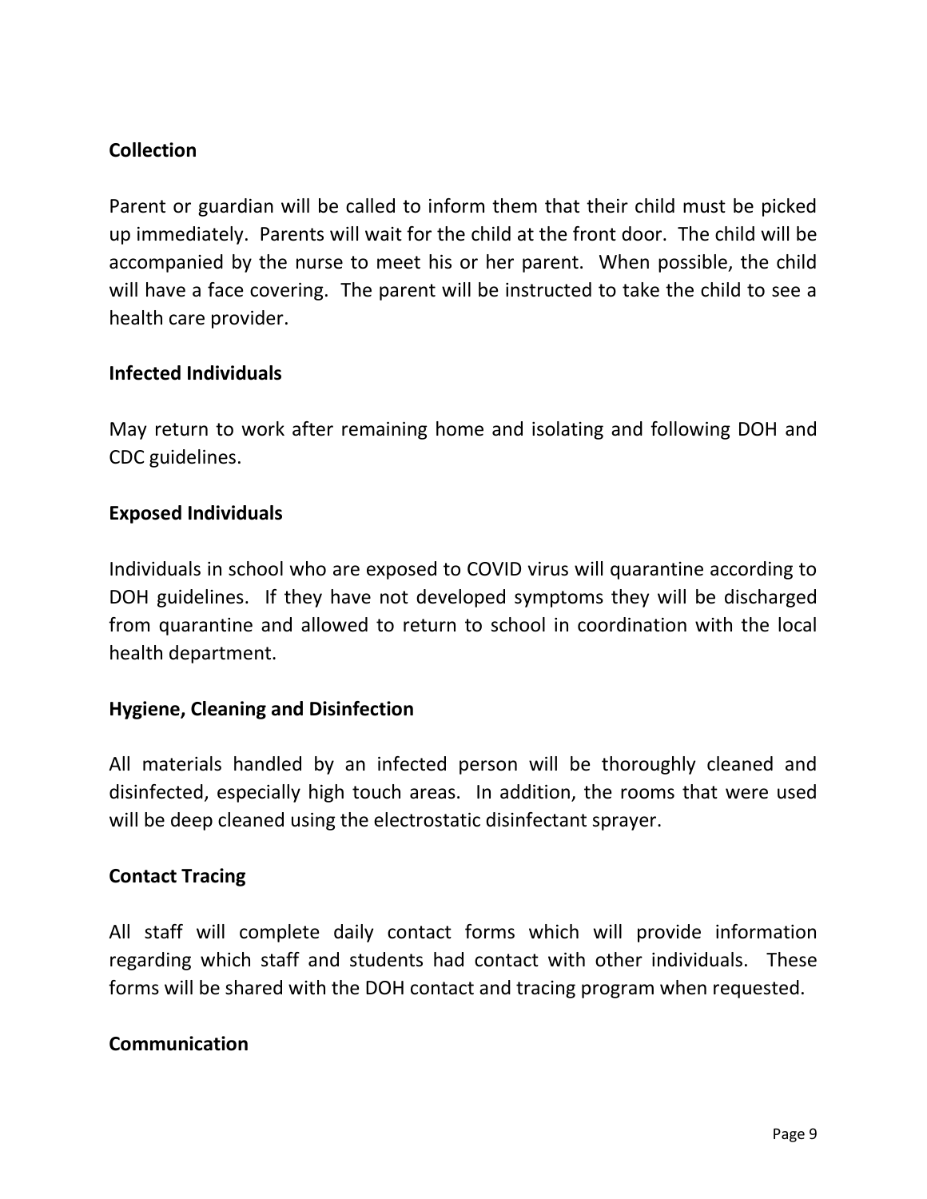**Collection**

Parent or guardian will be called to inform them that their child must be picked up immediately. Parents will wait for the child at the front door. The child will be accompanied by the nurse to meet his or her parent. When possible, the child will have a face covering. The parent will be instructed to take the child to see a health care provider.

**Infected Individuals**

May return to work after remaining home and isolating and following DOH and CDC guidelines.

**Exposed Individuals**

Individuals in school who are exposed to COVID virus will quarantine according to DOH guidelines. If they have not developed symptoms they will be discharged from quarantine and allowed to return to school in coordination with the local health department.

**Hygiene, Cleaning and Disinfection**

All materials handled by an infected person will be thoroughly cleaned and disinfected, especially high touch areas. In addition, the rooms that were used will be deep cleaned using the electrostatic disinfectant sprayer.

**Contact Tracing**

All staff will complete daily contact forms which will provide information regarding which staff and students had contact with other individuals. These forms will be shared with the DOH contact and tracing program when requested.

**Communication**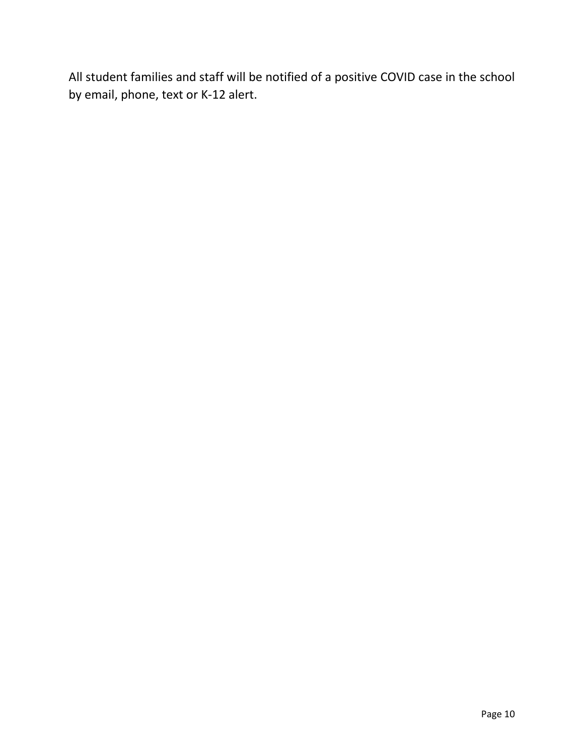All student families and staff will be notified of a positive COVID case in the school by email, phone, text or K-12 alert.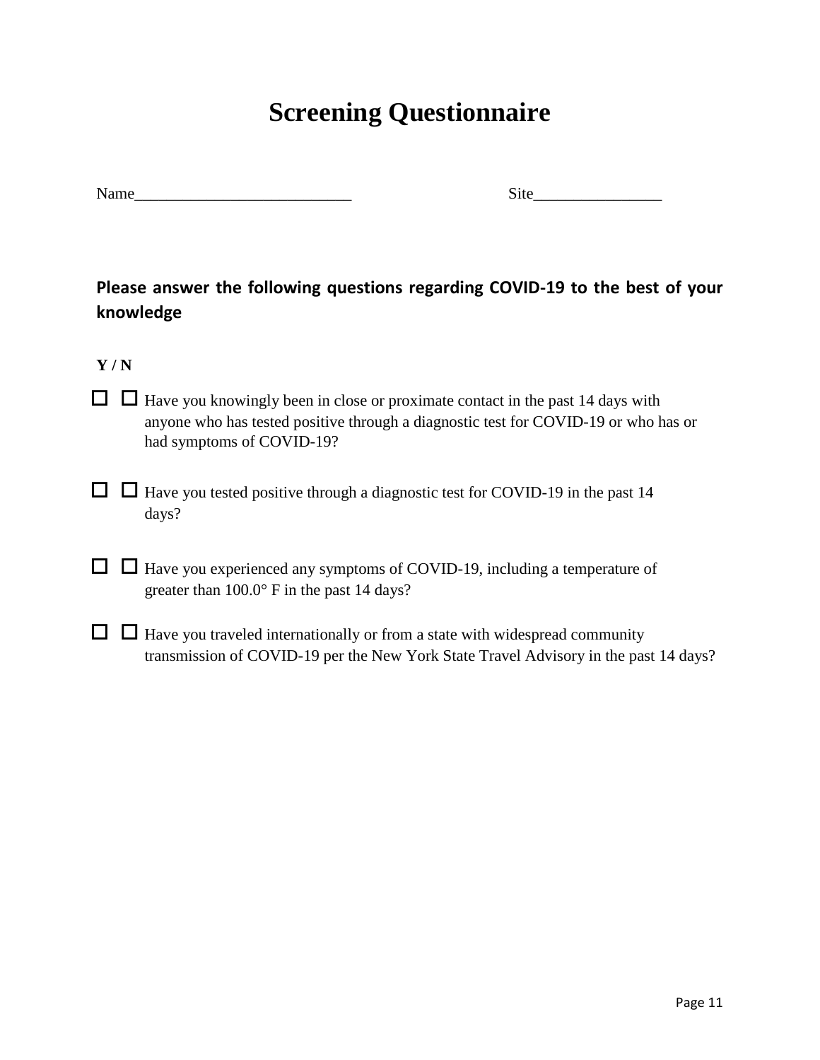# Screening Questionnaire

Name___________________________ Site________________

**Please answer the following questions regarding COVID-19 to the best of your knowledge**

**Y / N**

☐ ☐ Have you knowingly been in close or proximate contact in the past 14 days with anyone who has tested positive through a diagnostic test for COVID-19 or who has or had symptoms of COVID-19?

☐ ☐ Have you tested positive through a diagnostic test for COVID-19 in the past 14 days?

☐ ☐ Have you experienced any symptoms of COVID-19, including a temperature of greater than 100.0° F in the past 14 days?

☐ ☐ Have you traveled internationally or from a state with widespread community transmission of COVID-19 per the New York State Travel Advisory in the past 14 days?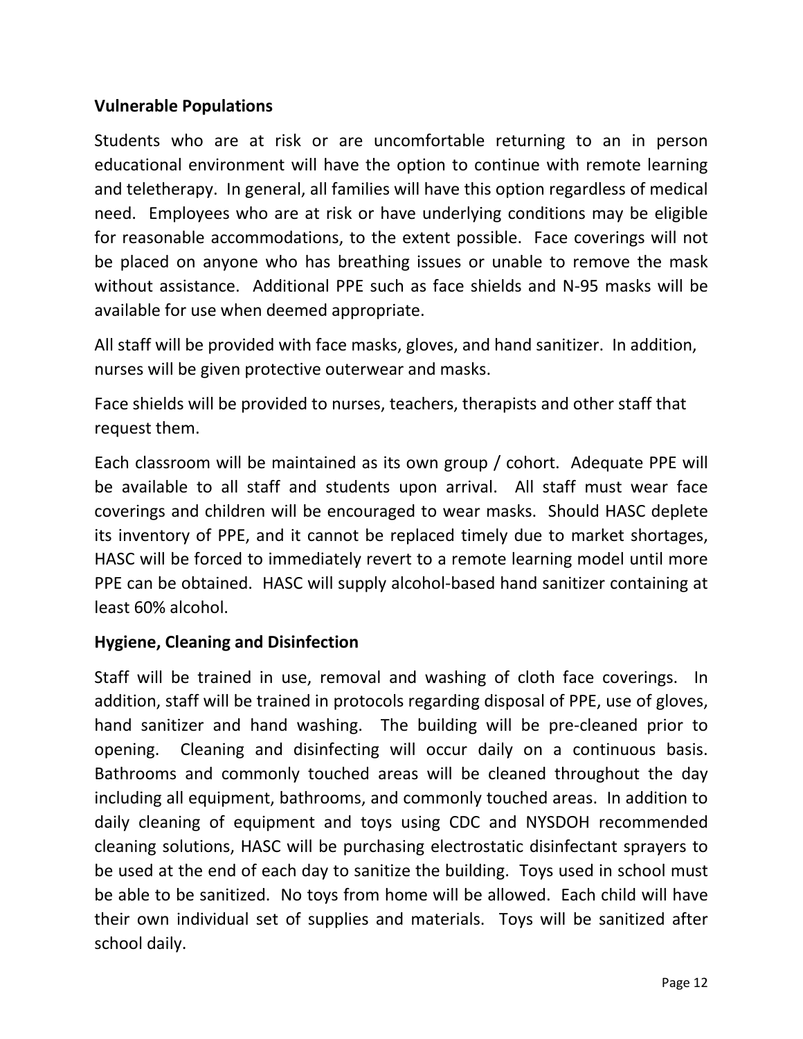**Vulnerable Populations**

Students who are at risk or are uncomfortable returning to an in person educational environment will have the option to continue with remote learning and teletherapy. In general, all families will have this option regardless of medical need. Employees who are at risk or have underlying conditions may be eligible for reasonable accommodations, to the extent possible. Face coverings will not be placed on anyone who has breathing issues or unable to remove the mask without assistance. Additional PPE such as face shields and N-95 masks will be available for use when deemed appropriate.

All staff will be provided with face masks, gloves, and hand sanitizer. In addition, nurses will be given protective outerwear and masks.

Face shields will be provided to nurses, teachers, therapists and other staff that request them.

Each classroom will be maintained as its own group / cohort. Adequate PPE will be available to all staff and students upon arrival. All staff must wear face coverings and children will be encouraged to wear masks. Should HASC deplete its inventory of PPE, and it cannot be replaced timely due to market shortages, HASC will be forced to immediately revert to a remote learning model until more PPE can be obtained. HASC will supply alcohol-based hand sanitizer containing at least 60% alcohol.

**Hygiene, Cleaning and Disinfection**

Staff will be trained in use, removal and washing of cloth face coverings. In addition, staff will be trained in protocols regarding disposal of PPE, use of gloves, hand sanitizer and hand washing. The building will be pre-cleaned prior to opening. Cleaning and disinfecting will occur daily on a continuous basis. Bathrooms and commonly touched areas will be cleaned throughout the day including all equipment, bathrooms, and commonly touched areas. In addition to daily cleaning of equipment and toys using CDC and NYSDOH recommended cleaning solutions, HASC will be purchasing electrostatic disinfectant sprayers to be used at the end of each day to sanitize the building. Toys used in school must be able to be sanitized. No toys from home will be allowed. Each child will have their own individual set of supplies and materials. Toys will be sanitized after school daily.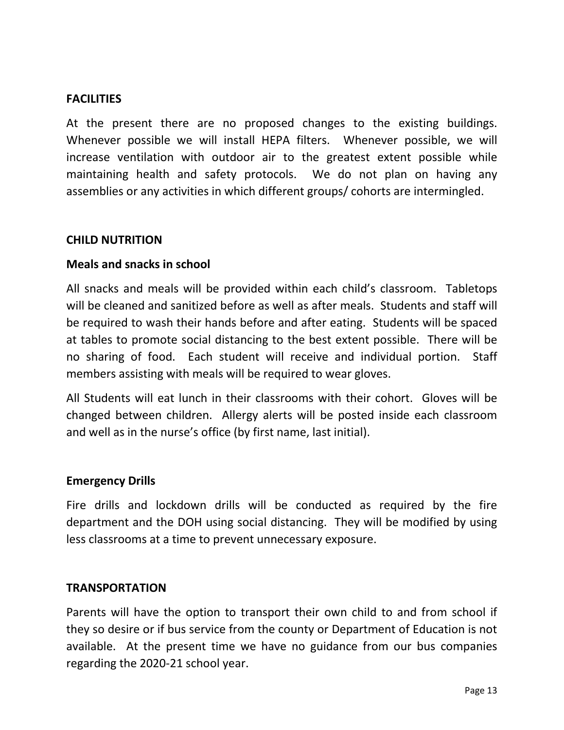## FACILITIES

At the present there are no proposed changes to the existing buildings. Whenever possible we will install HEPA filters. Whenever possible, we will increase ventilation with outdoor air to the greatest extent possible while maintaining health and safety protocols. We do not plan on having any assemblies or any activities in which different groups/ cohorts are intermingled.

## CHILD NUTRITION

### Meals and snacks in school

All snacks and meals will be provided within each child's classroom. Tabletops will be cleaned and sanitized before as well as after meals. Students and staff will be required to wash their hands before and after eating. Students will be spaced at tables to promote social distancing to the best extent possible. There will be no sharing of food. Each student will receive and individual portion. Staff members assisting with meals will be required to wear gloves.

All Students will eat lunch in their classrooms with their cohort. Gloves will be changed between children. Allergy alerts will be posted inside each classroom and well as in the nurse's office (by first name, last initial).

### Emergency Drills

Fire drills and lockdown drills will be conducted as required by the fire department and the DOH using social distancing. They will be modified by using less classrooms at a time to prevent unnecessary exposure.

## TRANSPORTATION

Parents will have the option to transport their own child to and from school if they so desire or if bus service from the county or Department of Education is not available. At the present time we have no guidance from our bus companies regarding the 2020-21 school year.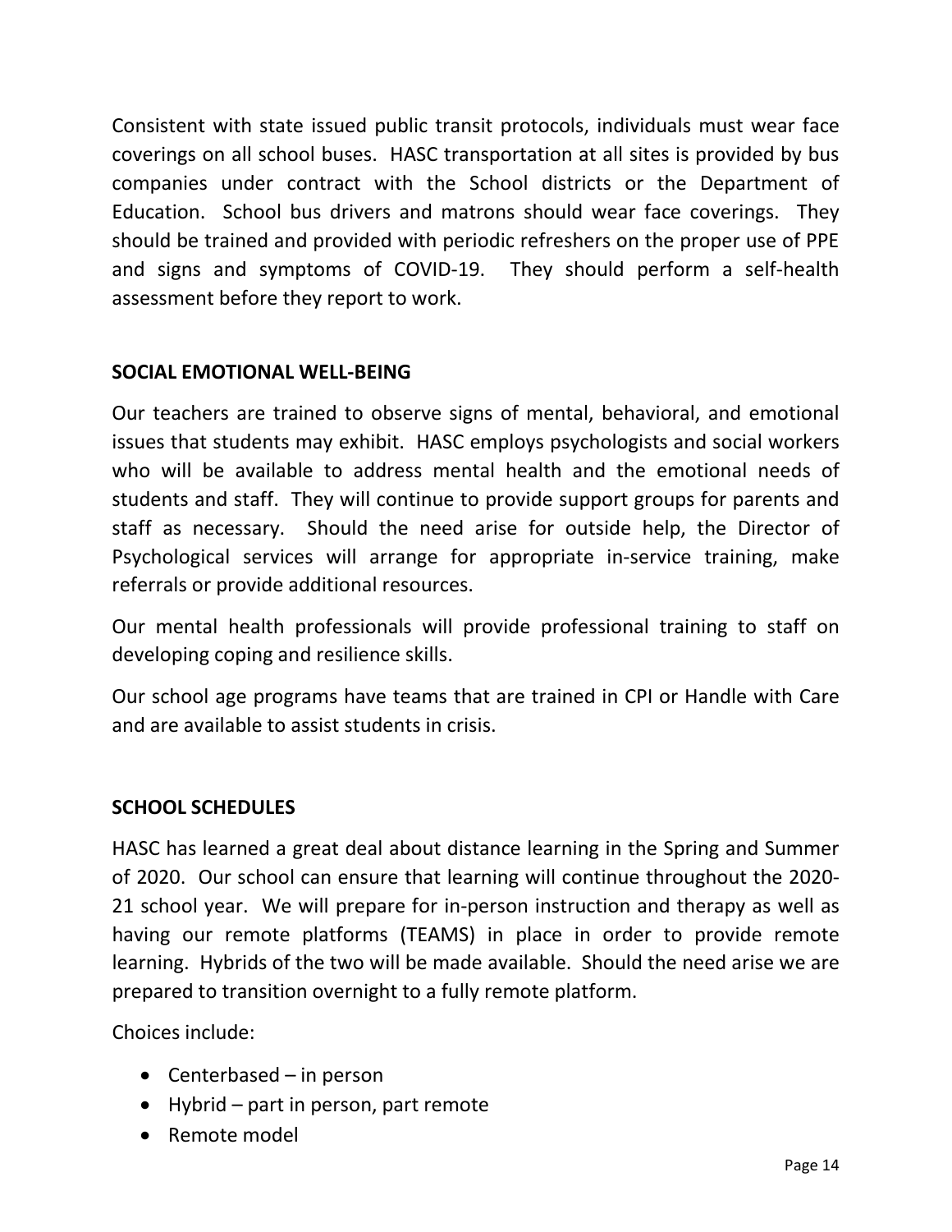Consistent with state issued public transit protocols, individuals must wear face coverings on all school buses. HASC transportation at all sites is provided by bus companies under contract with the School districts or the Department of Education. School bus drivers and matrons should wear face coverings. They should be trained and provided with periodic refreshers on the proper use of PPE and signs and symptoms of COVID-19. They should perform a self-health assessment before they report to work.

## SOCIAL EMOTIONAL WELL-BEING

Our teachers are trained to observe signs of mental, behavioral, and emotional issues that students may exhibit. HASC employs psychologists and social workers who will be available to address mental health and the emotional needs of students and staff. They will continue to provide support groups for parents and staff as necessary. Should the need arise for outside help, the Director of Psychological services will arrange for appropriate in-service training, make referrals or provide additional resources.

Our mental health professionals will provide professional training to staff on developing coping and resilience skills.

Our school age programs have teams that are trained in CPI or Handle with Care and are available to assist students in crisis.

## SCHOOL SCHEDULES

HASC has learned a great deal about distance learning in the Spring and Summer of 2020. Our school can ensure that learning will continue throughout the 2020-21 school year. We will prepare for in-person instruction and therapy as well as having our remote platforms (TEAMS) in place in order to provide remote learning. Hybrids of the two will be made available. Should the need arise we are prepared to transition overnight to a fully remote platform.

Choices include:

- Centerbased – in person
- Hybrid – part in person, part remote
- Remote model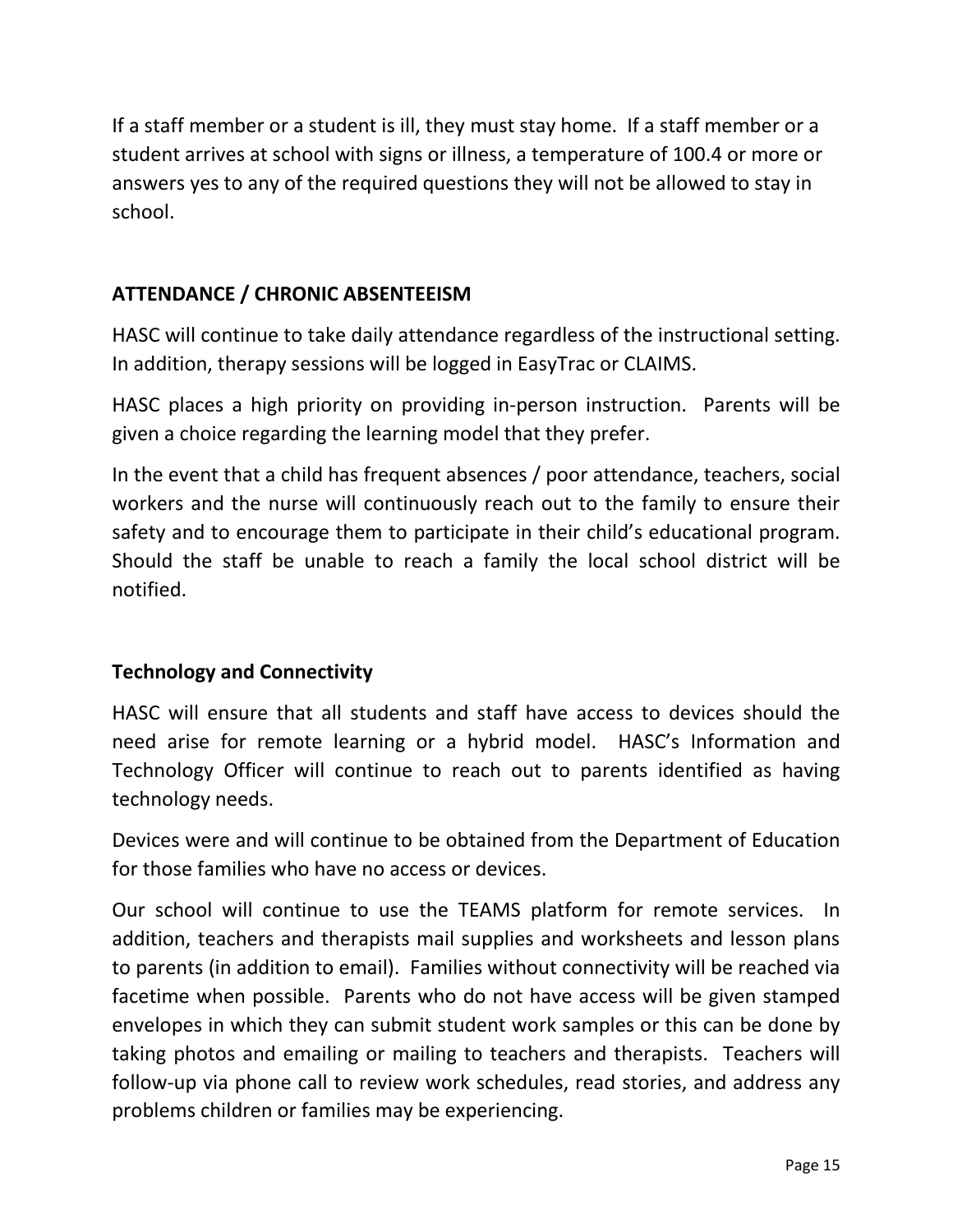If a staff member or a student is ill, they must stay home. If a staff member or a student arrives at school with signs or illness, a temperature of 100.4 or more or answers yes to any of the required questions they will not be allowed to stay in school.

## ATTENDANCE / CHRONIC ABSENTEEISM

HASC will continue to take daily attendance regardless of the instructional setting. In addition, therapy sessions will be logged in EasyTrac or CLAIMS.

HASC places a high priority on providing in-person instruction. Parents will be given a choice regarding the learning model that they prefer.

In the event that a child has frequent absences / poor attendance, teachers, social workers and the nurse will continuously reach out to the family to ensure their safety and to encourage them to participate in their child's educational program. Should the staff be unable to reach a family the local school district will be notified.

## Technology and Connectivity

HASC will ensure that all students and staff have access to devices should the need arise for remote learning or a hybrid model. HASC's Information and Technology Officer will continue to reach out to parents identified as having technology needs.

Devices were and will continue to be obtained from the Department of Education for those families who have no access or devices.

Our school will continue to use the TEAMS platform for remote services. In addition, teachers and therapists mail supplies and worksheets and lesson plans to parents (in addition to email). Families without connectivity will be reached via facetime when possible. Parents who do not have access will be given stamped envelopes in which they can submit student work samples or this can be done by taking photos and emailing or mailing to teachers and therapists. Teachers will follow-up via phone call to review work schedules, read stories, and address any problems children or families may be experiencing.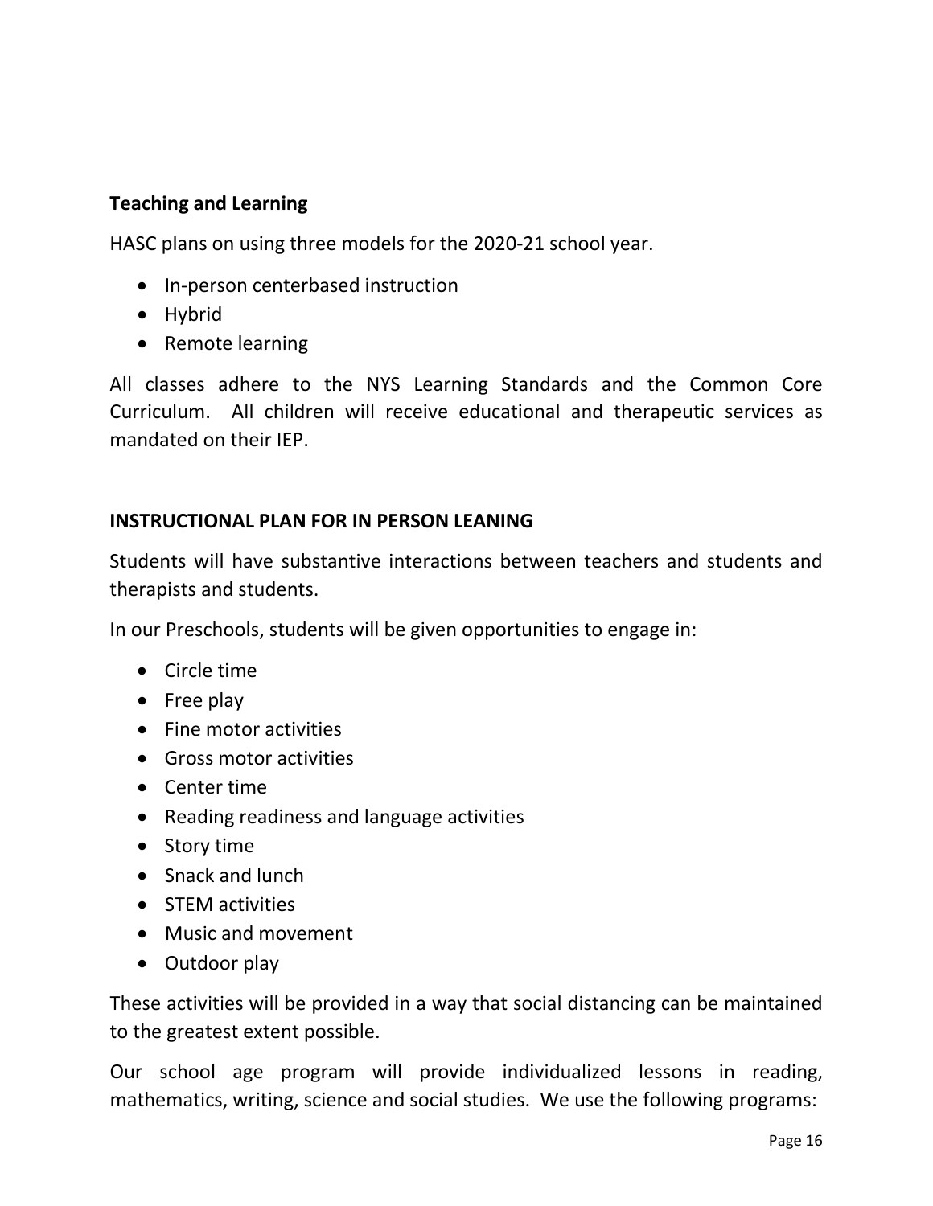**Teaching and Learning**

HASC plans on using three models for the 2020-21 school year.

- In-person centerbased instruction
- Hybrid
- Remote learning

All classes adhere to the NYS Learning Standards and the Common Core Curriculum. All children will receive educational and therapeutic services as mandated on their IEP.

**INSTRUCTIONAL PLAN FOR IN PERSON LEANING**

Students will have substantive interactions between teachers and students and therapists and students.

In our Preschools, students will be given opportunities to engage in:

- Circle time
- Free play
- Fine motor activities
- Gross motor activities
- Center time
- Reading readiness and language activities
- Story time
- Snack and lunch
- STEM activities
- Music and movement
- Outdoor play

These activities will be provided in a way that social distancing can be maintained to the greatest extent possible.

Our school age program will provide individualized lessons in reading, mathematics, writing, science and social studies. We use the following programs: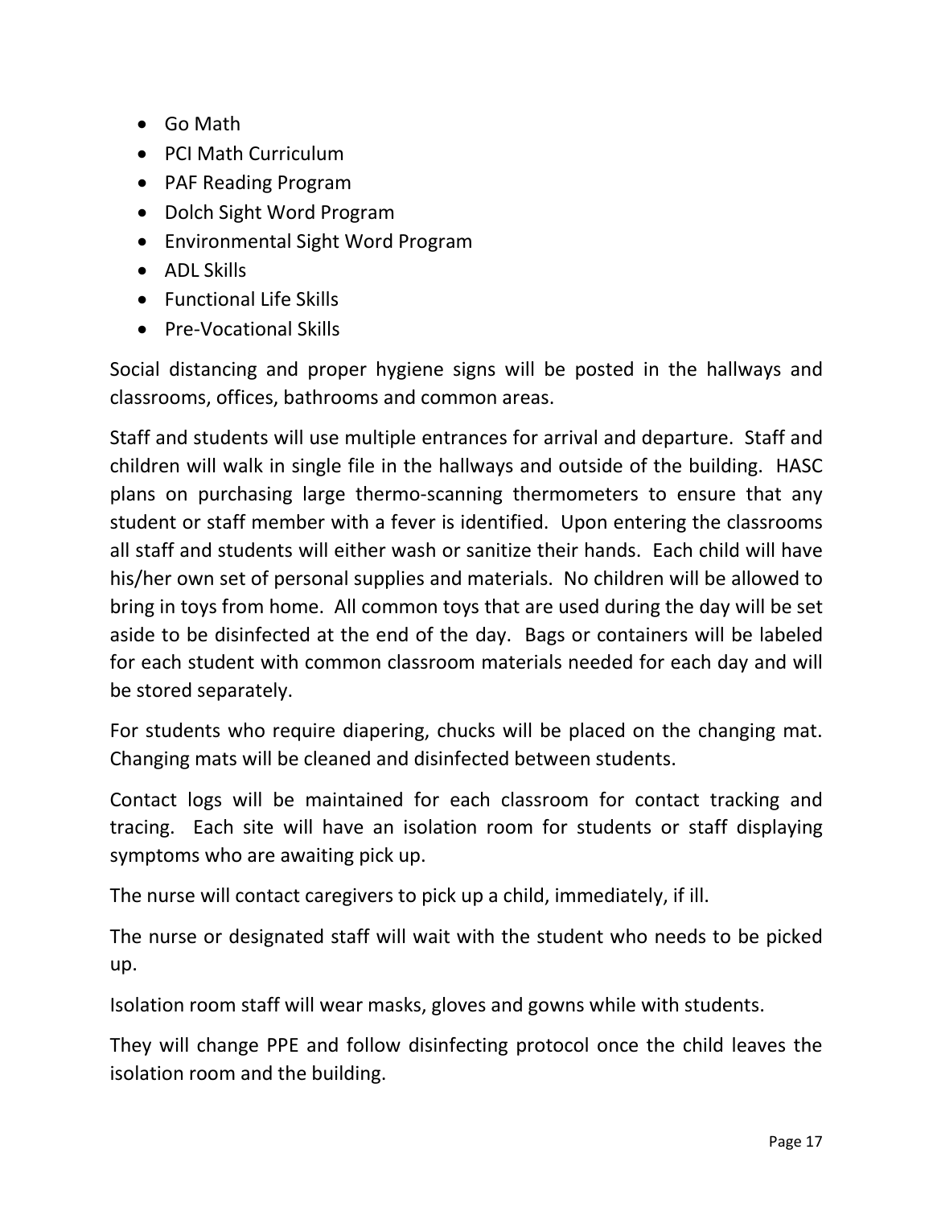- Go Math
- PCI Math Curriculum
- PAF Reading Program
- Dolch Sight Word Program
- Environmental Sight Word Program
- ADL Skills
- Functional Life Skills
- Pre-Vocational Skills

Social distancing and proper hygiene signs will be posted in the hallways and classrooms, offices, bathrooms and common areas.

Staff and students will use multiple entrances for arrival and departure. Staff and children will walk in single file in the hallways and outside of the building. HASC plans on purchasing large thermo-scanning thermometers to ensure that any student or staff member with a fever is identified. Upon entering the classrooms all staff and students will either wash or sanitize their hands. Each child will have his/her own set of personal supplies and materials. No children will be allowed to bring in toys from home. All common toys that are used during the day will be set aside to be disinfected at the end of the day. Bags or containers will be labeled for each student with common classroom materials needed for each day and will be stored separately.

For students who require diapering, chucks will be placed on the changing mat. Changing mats will be cleaned and disinfected between students.

Contact logs will be maintained for each classroom for contact tracking and tracing. Each site will have an isolation room for students or staff displaying symptoms who are awaiting pick up.

The nurse will contact caregivers to pick up a child, immediately, if ill.

The nurse or designated staff will wait with the student who needs to be picked up.

Isolation room staff will wear masks, gloves and gowns while with students.

They will change PPE and follow disinfecting protocol once the child leaves the isolation room and the building.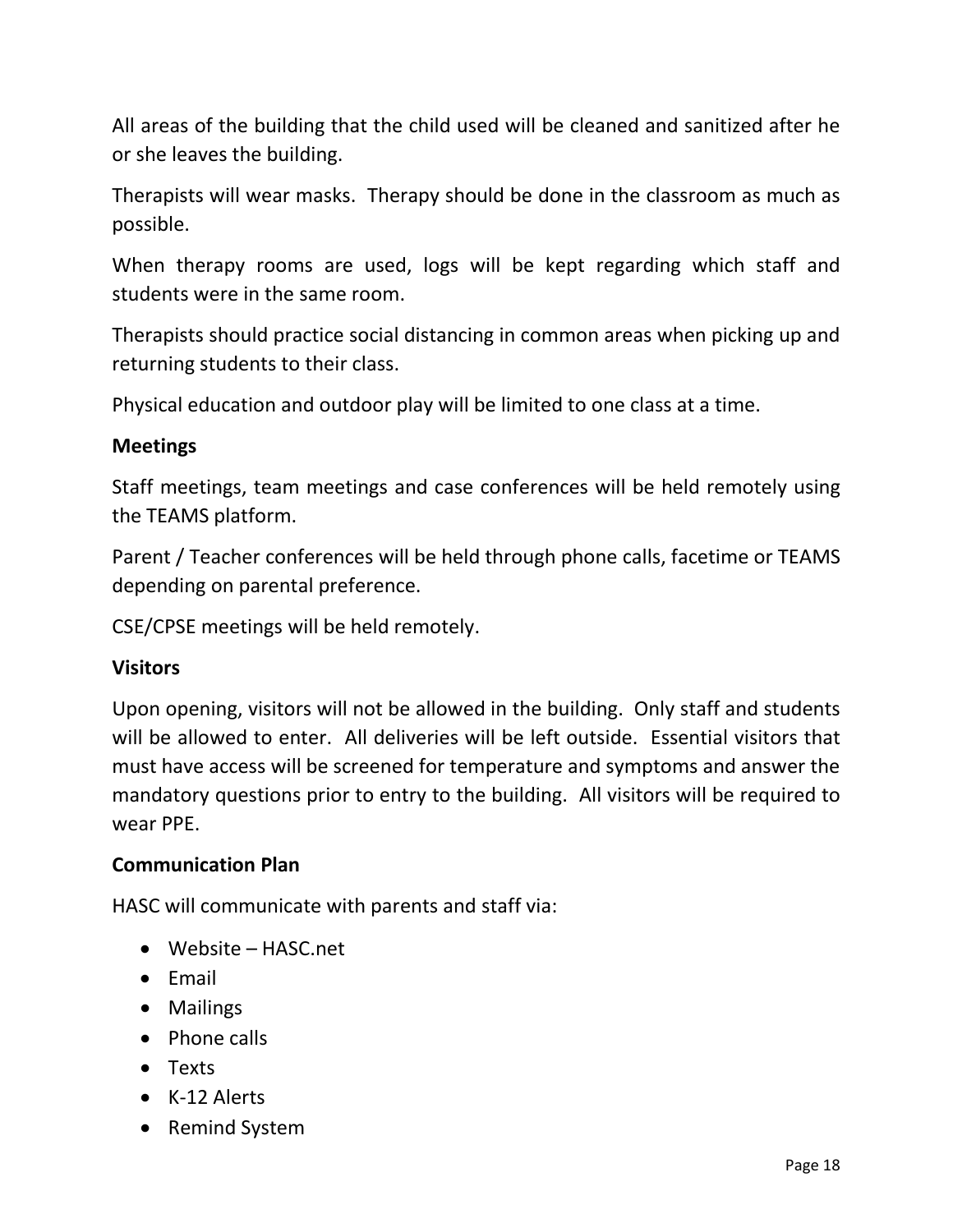All areas of the building that the child used will be cleaned and sanitized after he or she leaves the building.

Therapists will wear masks. Therapy should be done in the classroom as much as possible.

When therapy rooms are used, logs will be kept regarding which staff and students were in the same room.

Therapists should practice social distancing in common areas when picking up and returning students to their class.

Physical education and outdoor play will be limited to one class at a time.

**Meetings**

Staff meetings, team meetings and case conferences will be held remotely using the TEAMS platform.

Parent / Teacher conferences will be held through phone calls, facetime or TEAMS depending on parental preference.

CSE/CPSE meetings will be held remotely.

**Visitors**

Upon opening, visitors will not be allowed in the building. Only staff and students will be allowed to enter. All deliveries will be left outside. Essential visitors that must have access will be screened for temperature and symptoms and answer the mandatory questions prior to entry to the building. All visitors will be required to wear PPE.

**Communication Plan**

HASC will communicate with parents and staff via:

- Website – HASC.net
- Email
- Mailings
- Phone calls
- Texts
- K-12 Alerts
- Remind System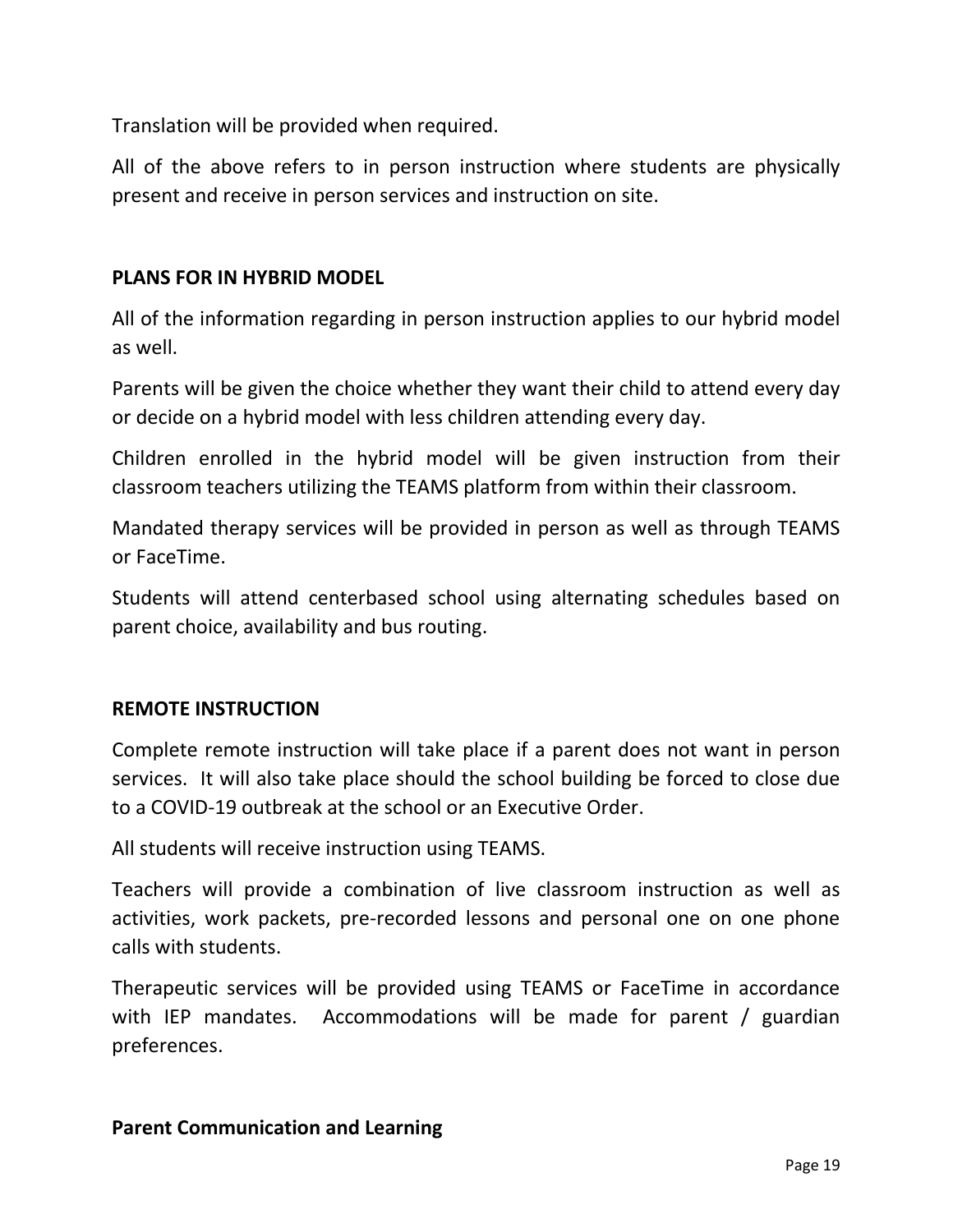Translation will be provided when required.

All of the above refers to in person instruction where students are physically present and receive in person services and instruction on site.

**PLANS FOR IN HYBRID MODEL**

All of the information regarding in person instruction applies to our hybrid model as well.

Parents will be given the choice whether they want their child to attend every day or decide on a hybrid model with less children attending every day.

Children enrolled in the hybrid model will be given instruction from their classroom teachers utilizing the TEAMS platform from within their classroom.

Mandated therapy services will be provided in person as well as through TEAMS or FaceTime.

Students will attend centerbased school using alternating schedules based on parent choice, availability and bus routing.

**REMOTE INSTRUCTION**

Complete remote instruction will take place if a parent does not want in person services. It will also take place should the school building be forced to close due to a COVID-19 outbreak at the school or an Executive Order.

All students will receive instruction using TEAMS.

Teachers will provide a combination of live classroom instruction as well as activities, work packets, pre-recorded lessons and personal one on one phone calls with students.

Therapeutic services will be provided using TEAMS or FaceTime in accordance with IEP mandates. Accommodations will be made for parent / guardian preferences.

**Parent Communication and Learning**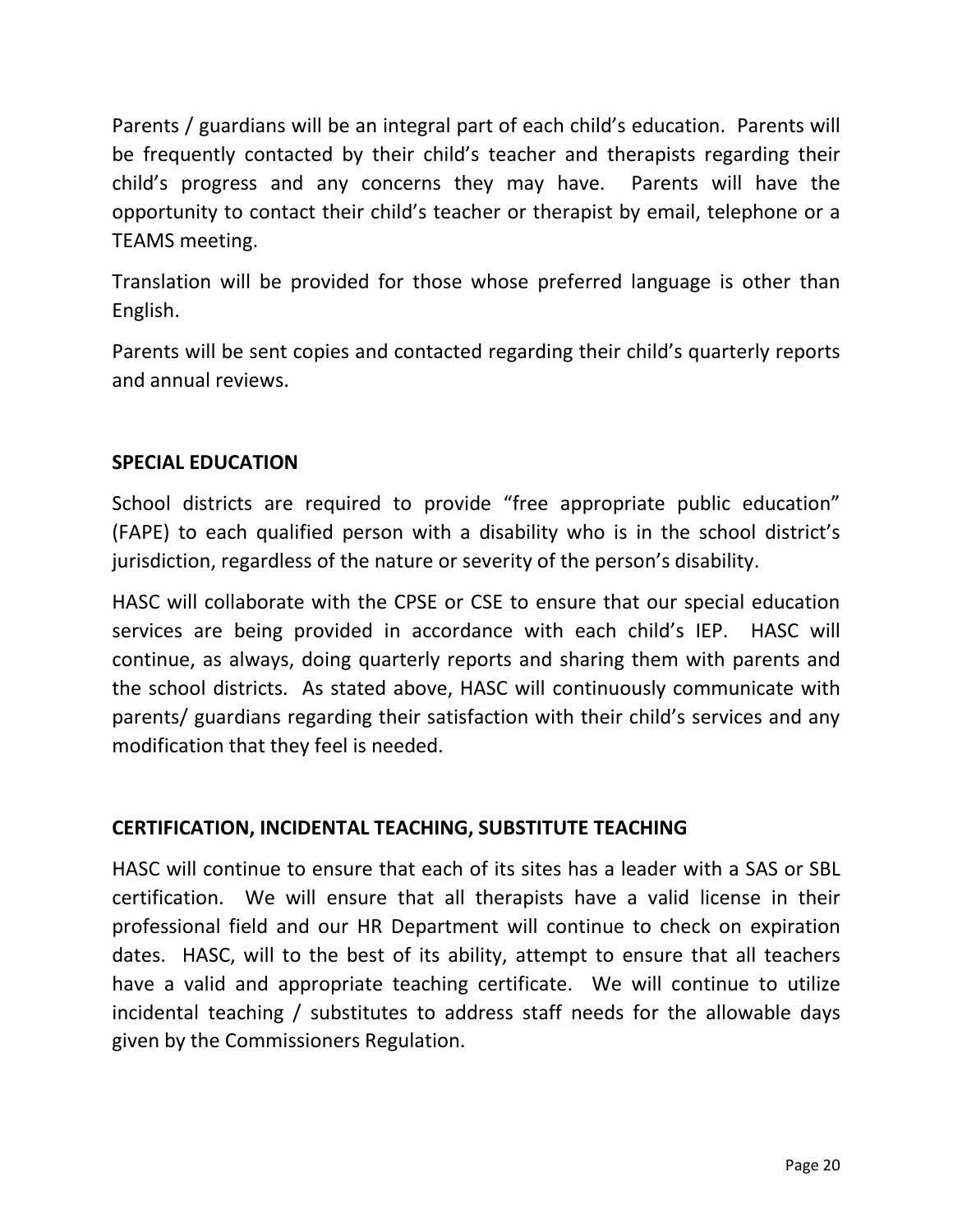Parents / guardians will be an integral part of each child's education. Parents will be frequently contacted by their child's teacher and therapists regarding their child's progress and any concerns they may have. Parents will have the opportunity to contact their child's teacher or therapist by email, telephone or a TEAMS meeting.

Translation will be provided for those whose preferred language is other than English.

Parents will be sent copies and contacted regarding their child's quarterly reports and annual reviews.

**SPECIAL EDUCATION**

School districts are required to provide "free appropriate public education" (FAPE) to each qualified person with a disability who is in the school district's jurisdiction, regardless of the nature or severity of the person's disability.

HASC will collaborate with the CPSE or CSE to ensure that our special education services are being provided in accordance with each child's IEP. HASC will continue, as always, doing quarterly reports and sharing them with parents and the school districts. As stated above, HASC will continuously communicate with parents/ guardians regarding their satisfaction with their child's services and any modification that they feel is needed.

**CERTIFICATION, INCIDENTAL TEACHING, SUBSTITUTE TEACHING**

HASC will continue to ensure that each of its sites has a leader with a SAS or SBL certification. We will ensure that all therapists have a valid license in their professional field and our HR Department will continue to check on expiration dates. HASC, will to the best of its ability, attempt to ensure that all teachers have a valid and appropriate teaching certificate. We will continue to utilize incidental teaching / substitutes to address staff needs for the allowable days given by the Commissioners Regulation.